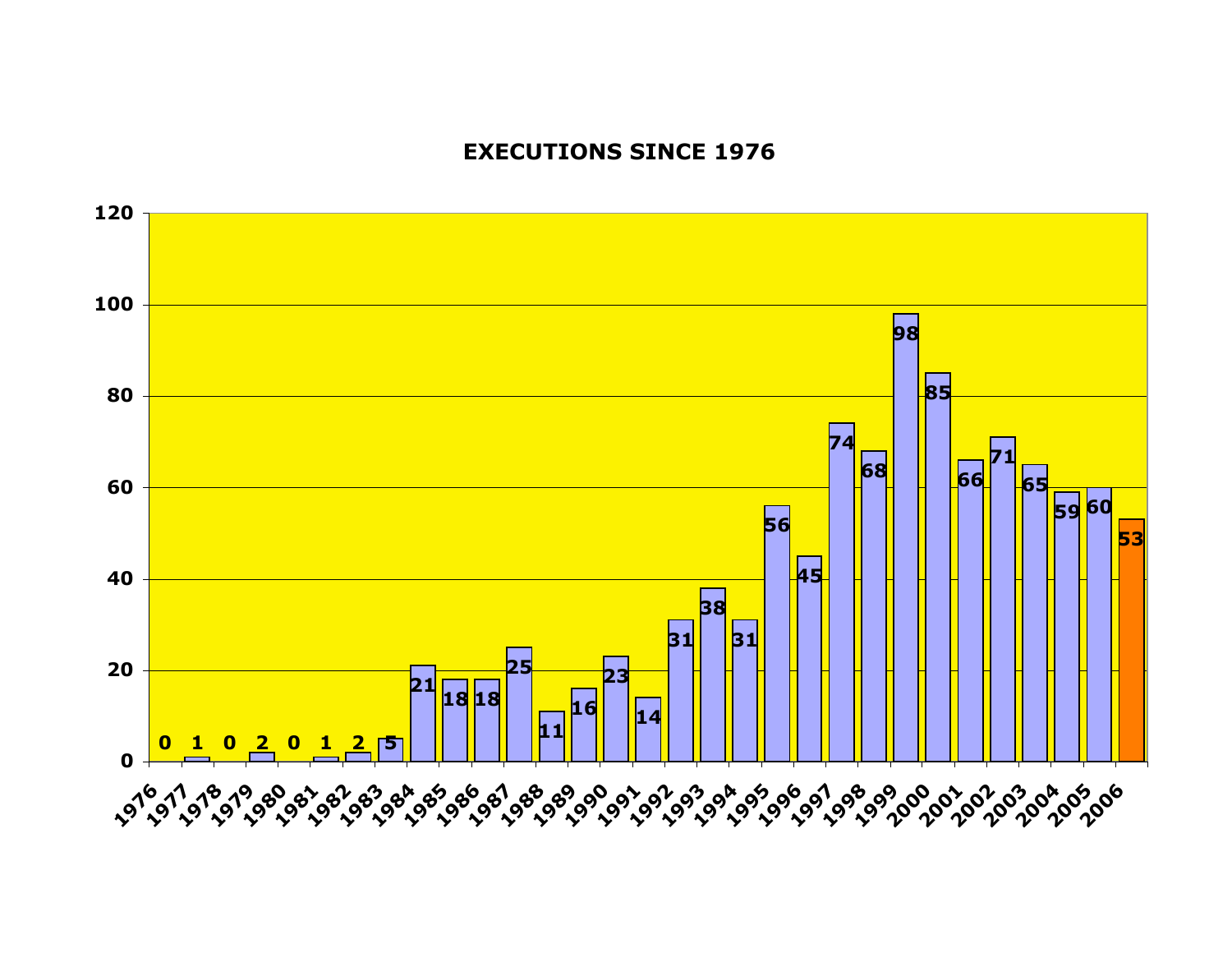# EXECUTIONS SINCE 1976

| Year | Executions |
| --- | --- |
| 1976 | 0 |
| 1977 | 1 |
| 1978 | 0 |
| 1979 | 2 |
| 1980 | 0 |
| 1981 | 1 |
| 1982 | 2 |
| 1983 | 5 |
| 1984 | 21 |
| 1985 | 18 |
| 1986 | 18 |
| 1987 | 25 |
| 1988 | 11 |
| 1989 | 16 |
| 1990 | 23 |
| 1991 | 14 |
| 1992 | 31 |
| 1993 | 38 |
| 1994 | 31 |
| 1995 | 56 |
| 1996 | 45 |
| 1997 | 74 |
| 1998 | 68 |
| 1999 | 98 |
| 2000 | 85 |
| 2001 | 66 |
| 2002 | 71 |
| 2003 | 65 |
| 2004 | 59 |
| 2005 | 60 |
| 2006 | 53 |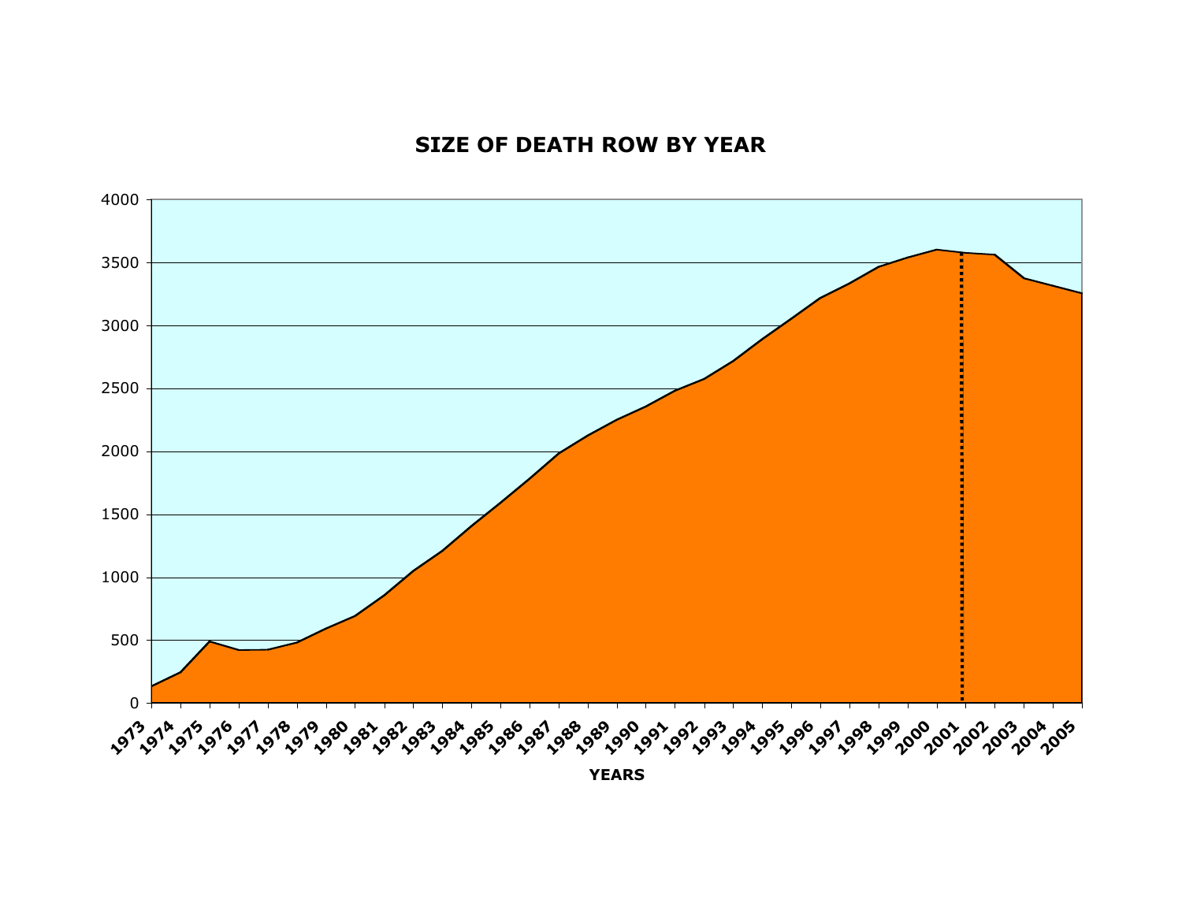# SIZE OF DEATH ROW BY YEAR

YEARS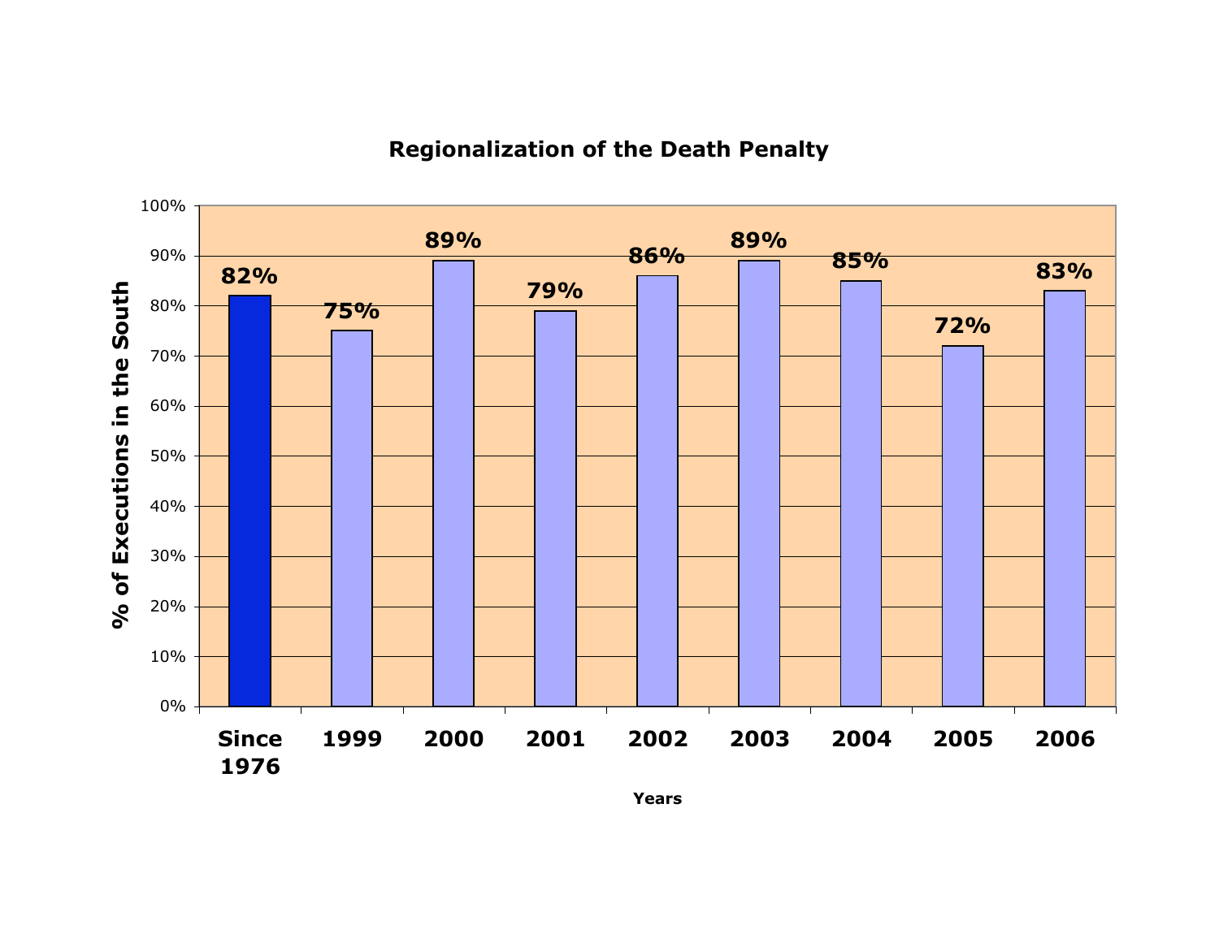## Regionalization of the Death Penalty

| Years | % of Executions in the South |
| --- | --- |
| Since 1976 | 82% |
| 1999 | 75% |
| 2000 | 89% |
| 2001 | 79% |
| 2002 | 86% |
| 2003 | 89% |
| 2004 | 85% |
| 2005 | 72% |
| 2006 | 83% |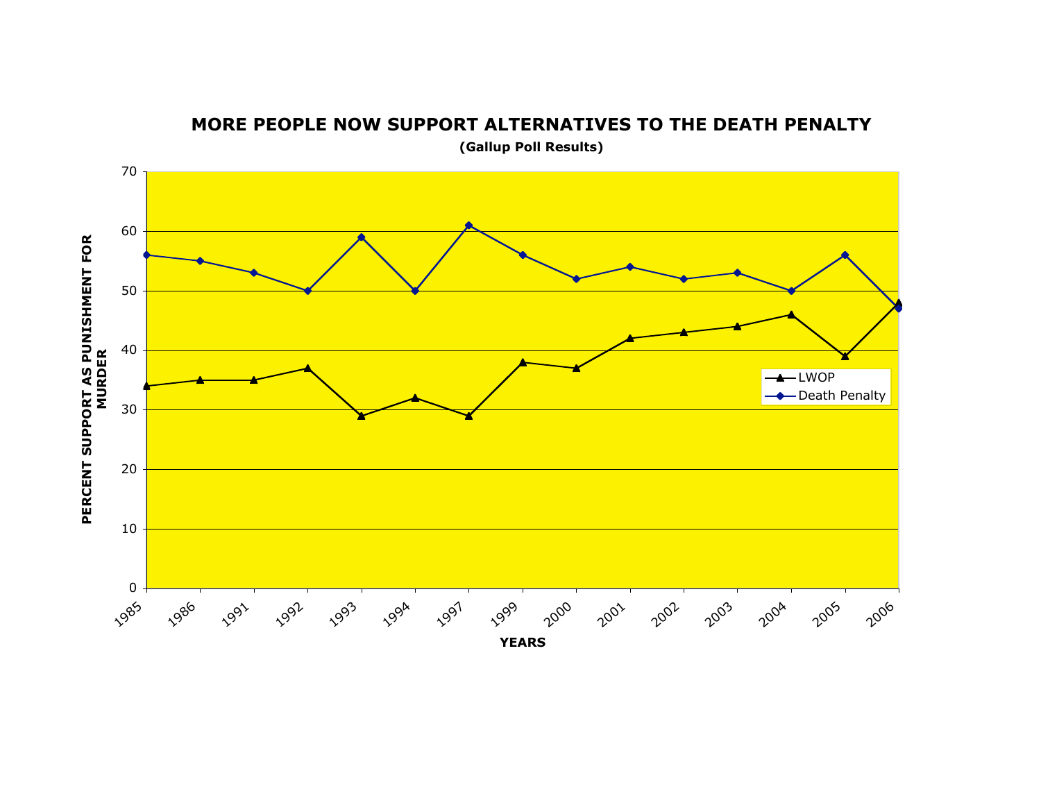## MORE PEOPLE NOW SUPPORT ALTERNATIVES TO THE DEATH PENALTY

**(Gallup Poll Results)**

| YEARS | LWOP | Death Penalty |
|---|---|---|
| 1985 | 34 | 56 |
| 1986 | 35 | 55 |
| 1991 | 35 | 53 |
| 1992 | 37 | 50 |
| 1993 | 29 | 59 |
| 1994 | 32 | 50 |
| 1997 | 29 | 61 |
| 1999 | 38 | 56 |
| 2000 | 37 | 52 |
| 2001 | 42 | 54 |
| 2002 | 43 | 52 |
| 2003 | 44 | 53 |
| 2004 | 46 | 50 |
| 2005 | 39 | 56 |
| 2006 | 48 | 47 |

PERCENT SUPPORT AS PUNISHMENT FOR MURDER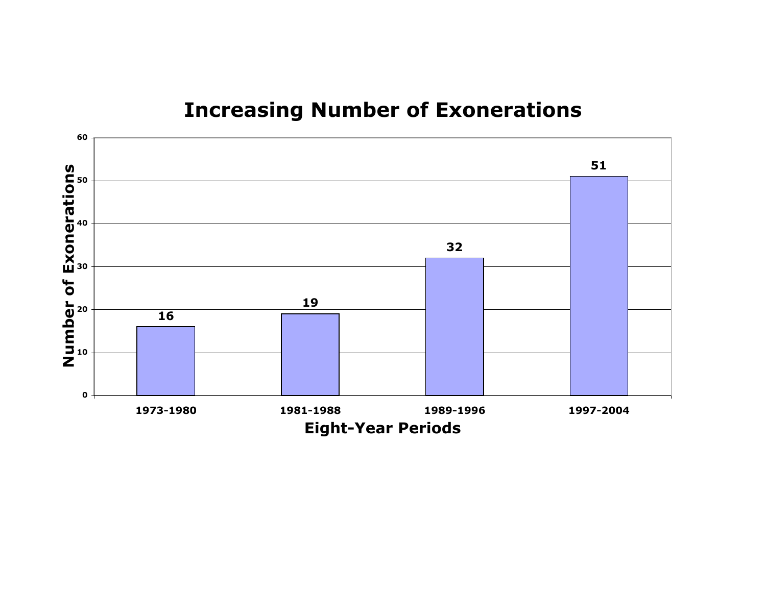Increasing Number of Exonerations

Number of Exonerations

60

50

40

30

20

10

0

16

19

32

51

1973-1980

1981-1988

1989-1996

1997-2004

Eight-Year Periods